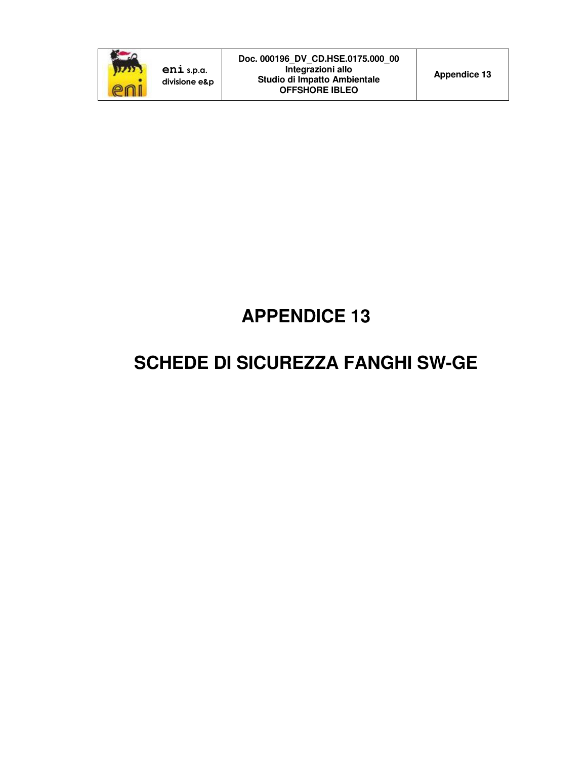# APPENDICE 13

# SCHEDE DI SICUREZZA FANGHI SW-GE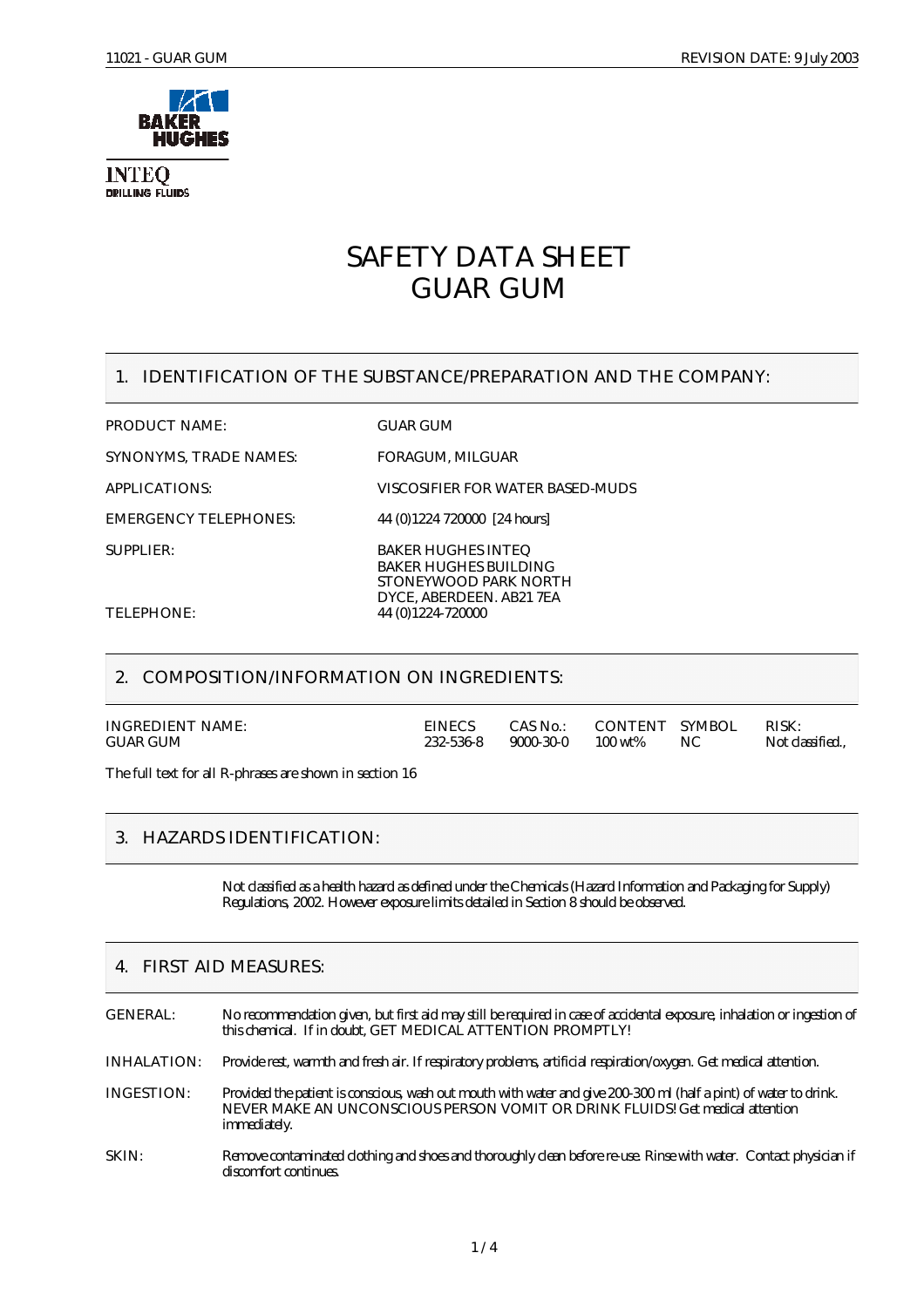# SAFETY DATA SHEET
# GUAR GUM

## 1. IDENTIFICATION OF THE SUBSTANCE/PREPARATION AND THE COMPANY:

| | |
|---|---|
| PRODUCT NAME: | GUAR GUM |
| SYNONYMS, TRADE NAMES: | FORAGUM, MILGUAR |
| APPLICATIONS: | VISCOSIFIER FOR WATER BASED-MUDS |
| EMERGENCY TELEPHONES: | 44 (0)1224 720000 [24 hours] |
| SUPPLIER: | BAKER HUGHES INTEQ<br>BAKER HUGHES BUILDING<br>STONEYWOOD PARK NORTH<br>DYCE, ABERDEEN. AB21 7EA |
| TELEPHONE: | 44 (0)1224-720000 |

## 2. COMPOSITION/INFORMATION ON INGREDIENTS:

| INGREDIENT NAME: | EINECS | CAS No.: | CONTENT | SYMBOL | RISK: |
|---|---|---|---|---|---|
| GUAR GUM | 232-536-8 | 9000-30-0 | 100 wt% | NC | Not classified., |

The full text for all R-phrases are shown in section 16

## 3. HAZARDS IDENTIFICATION:

Not classified as a health hazard as defined under the Chemicals (Hazard Information and Packaging for Supply) Regulations, 2002. However exposure limits detailed in Section 8 should be observed.

## 4. FIRST AID MEASURES:

GENERAL: No recommendation given, but first aid may still be required in case of accidental exposure, inhalation or ingestion of this chemical. If in doubt, GET MEDICAL ATTENTION PROMPTLY!

INHALATION: Provide rest, warmth and fresh air. If respiratory problems, artificial respiration/oxygen. Get medical attention.

INGESTION: Provided the patient is conscious, wash out mouth with water and give 200-300 ml (half a pint) of water to drink. NEVER MAKE AN UNCONSCIOUS PERSON VOMIT OR DRINK FLUIDS! Get medical attention immediately.

SKIN: Remove contaminated clothing and shoes and thoroughly clean before re-use. Rinse with water. Contact physician if discomfort continues.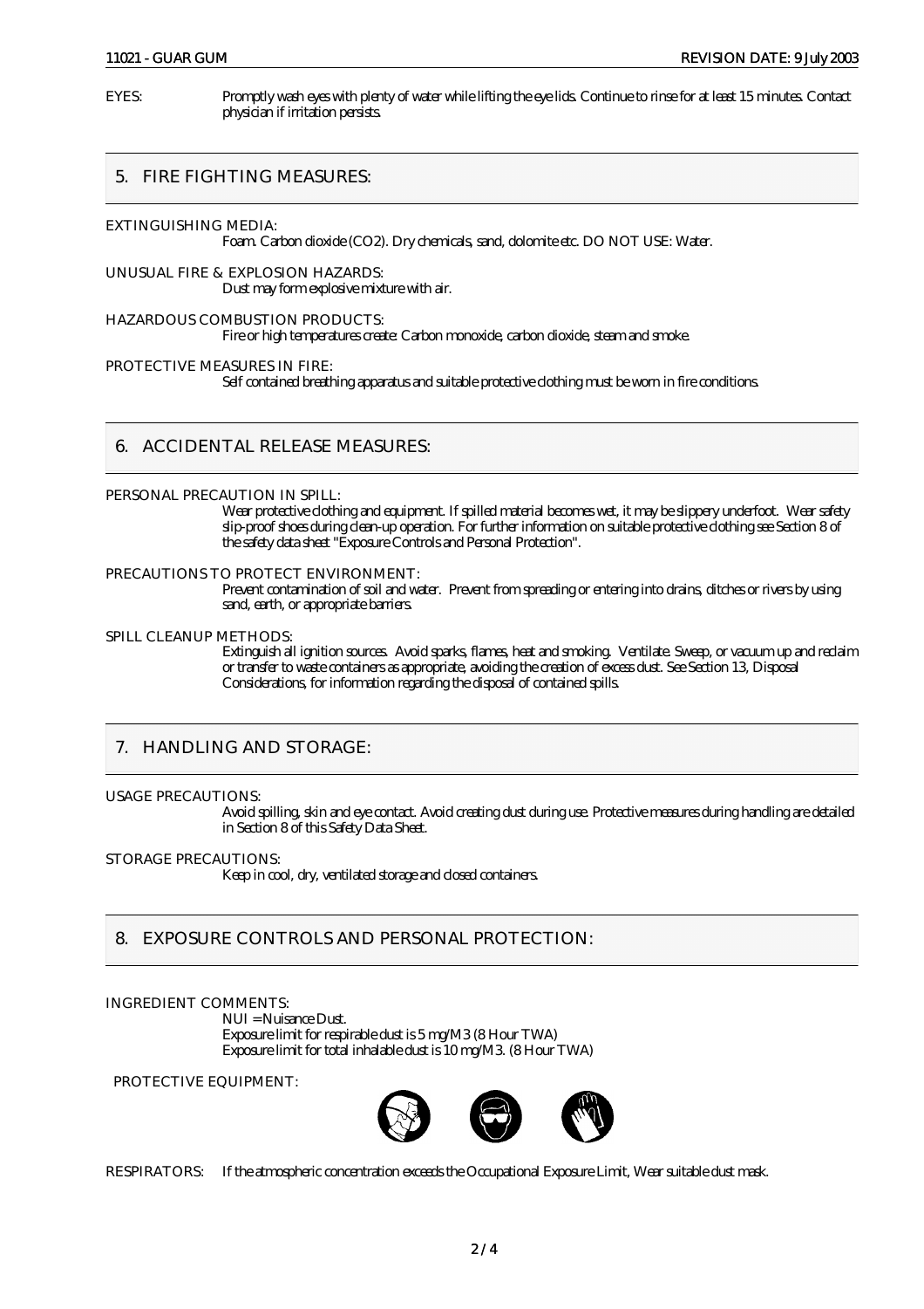EYES: Promptly wash eyes with plenty of water while lifting the eye lids. Continue to rinse for at least 15 minutes. Contact physician if irritation persists.

## 5. FIRE FIGHTING MEASURES:

EXTINGUISHING MEDIA:
Foam. Carbon dioxide ($CO_2$). Dry chemicals, sand, dolomite etc. DO NOT USE: Water.

UNUSUAL FIRE & EXPLOSION HAZARDS:
Dust may form explosive mixture with air.

HAZARDOUS COMBUSTION PRODUCTS:
Fire or high temperatures create: Carbon monoxide, carbon dioxide, steam and smoke.

PROTECTIVE MEASURES IN FIRE:
Self contained breathing apparatus and suitable protective clothing must be worn in fire conditions.

## 6. ACCIDENTAL RELEASE MEASURES:

PERSONAL PRECAUTION IN SPILL:
Wear protective clothing and equipment. If spilled material becomes wet, it may be slippery underfoot. Wear safety slip-proof shoes during clean-up operation. For further information on suitable protective clothing see Section 8 of the safety data sheet "Exposure Controls and Personal Protection".

PRECAUTIONS TO PROTECT ENVIRONMENT:
Prevent contamination of soil and water. Prevent from spreading or entering into drains, ditches or rivers by using sand, earth, or appropriate barriers.

SPILL CLEANUP METHODS:
Extinguish all ignition sources. Avoid sparks, flames, heat and smoking. Ventilate. Sweep, or vacuum up and reclaim or transfer to waste containers as appropriate, avoiding the creation of excess dust. See Section 13, Disposal Considerations, for information regarding the disposal of contained spills.

## 7. HANDLING AND STORAGE:

USAGE PRECAUTIONS:
Avoid spilling, skin and eye contact. Avoid creating dust during use. Protective measures during handling are detailed in Section 8 of this Safety Data Sheet.

STORAGE PRECAUTIONS:
Keep in cool, dry, ventilated storage and closed containers.

## 8. EXPOSURE CONTROLS AND PERSONAL PROTECTION:

INGREDIENT COMMENTS:
NUI = Nuisance Dust.
Exposure limit for respirable dust is 5 mg/M3 (8 Hour TWA)
Exposure limit for total inhalable dust is 10 mg/M3. (8 Hour TWA)

PROTECTIVE EQUIPMENT:

RESPIRATORS: If the atmospheric concentration exceeds the Occupational Exposure Limit, Wear suitable dust mask.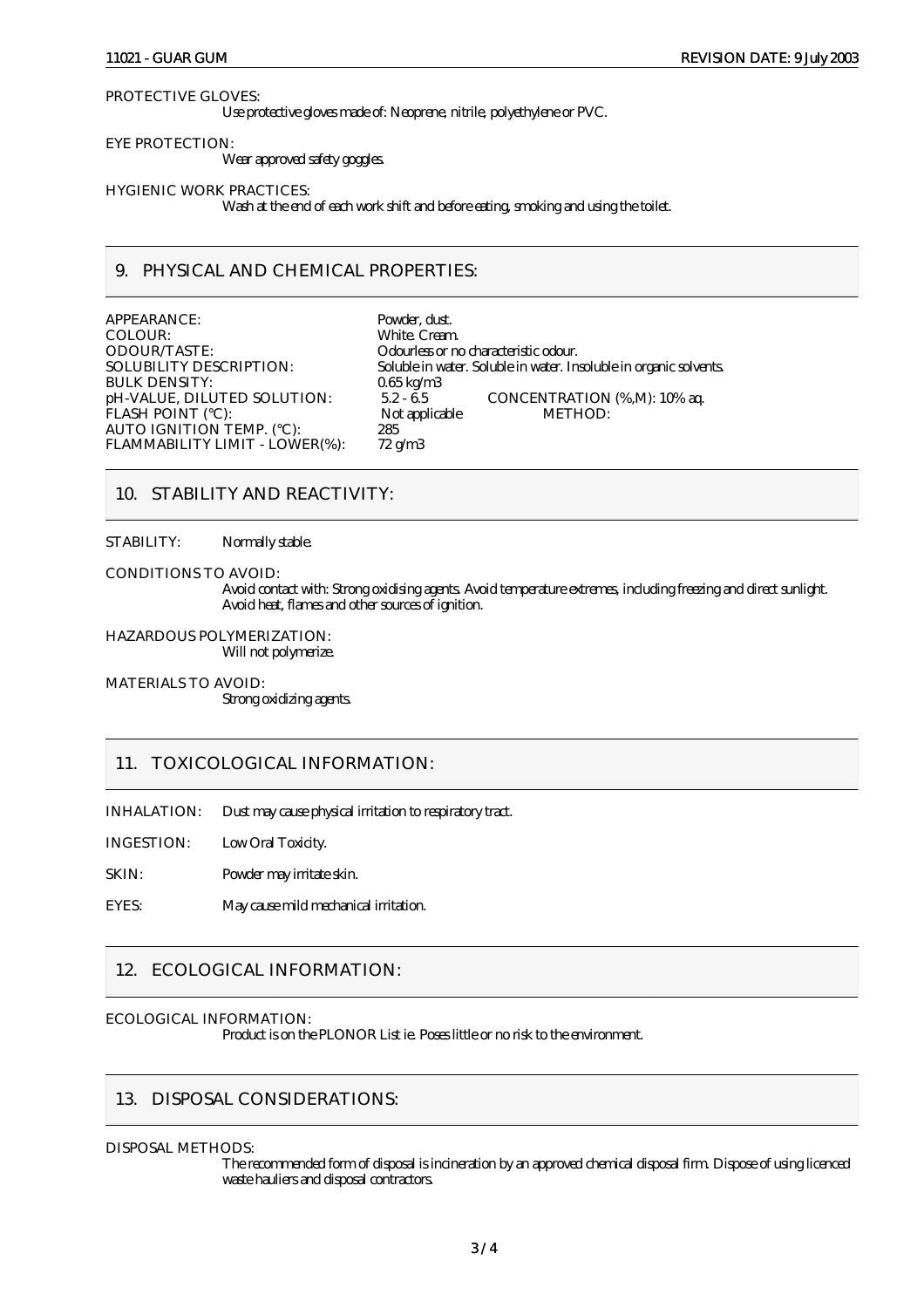PROTECTIVE GLOVES:

Use protective gloves made of: Neoprene, nitrile, polyethylene or PVC.

EYE PROTECTION:

Wear approved safety goggles.

HYGIENIC WORK PRACTICES:

Wash at the end of each work shift and before eating, smoking and using the toilet.

## 9. PHYSICAL AND CHEMICAL PROPERTIES:

| | | | |
|---|---|---|---|
| APPEARANCE: | Powder, dust. | | |
| COLOUR: | White. Cream. | | |
| ODOUR/TASTE: | Odourless or no characteristic odour. | | |
| SOLUBILITY DESCRIPTION: | Soluble in water. Soluble in water. Insoluble in organic solvents. | | |
| BULK DENSITY: | 0.65 kg/m3 | | |
| pH-VALUE, DILUTED SOLUTION: | 5.2 - 6.5 | CONCENTRATION (%,M): | 10% aq. |
| FLASH POINT (°C): | Not applicable | METHOD: | |
| AUTO IGNITION TEMP. (°C): | 285 | | |
| FLAMMABILITY LIMIT - LOWER(%): | 72 g/m3 | | |

## 10. STABILITY AND REACTIVITY:

STABILITY: Normally stable.

CONDITIONS TO AVOID:

Avoid contact with: Strong oxidising agents. Avoid temperature extremes, including freezing and direct sunlight. Avoid heat, flames and other sources of ignition.

HAZARDOUS POLYMERIZATION:

Will not polymerize.

MATERIALS TO AVOID:

Strong oxidizing agents.

## 11. TOXICOLOGICAL INFORMATION:

INHALATION: Dust may cause physical irritation to respiratory tract.

INGESTION: Low Oral Toxicity.

SKIN: Powder may irritate skin.

EYES: May cause mild mechanical irritation.

## 12. ECOLOGICAL INFORMATION:

ECOLOGICAL INFORMATION:

Product is on the PLONOR List ie. Poses little or no risk to the environment.

## 13. DISPOSAL CONSIDERATIONS:

DISPOSAL METHODS:

The recommended form of disposal is incineration by an approved chemical disposal firm. Dispose of using licenced waste hauliers and disposal contractors.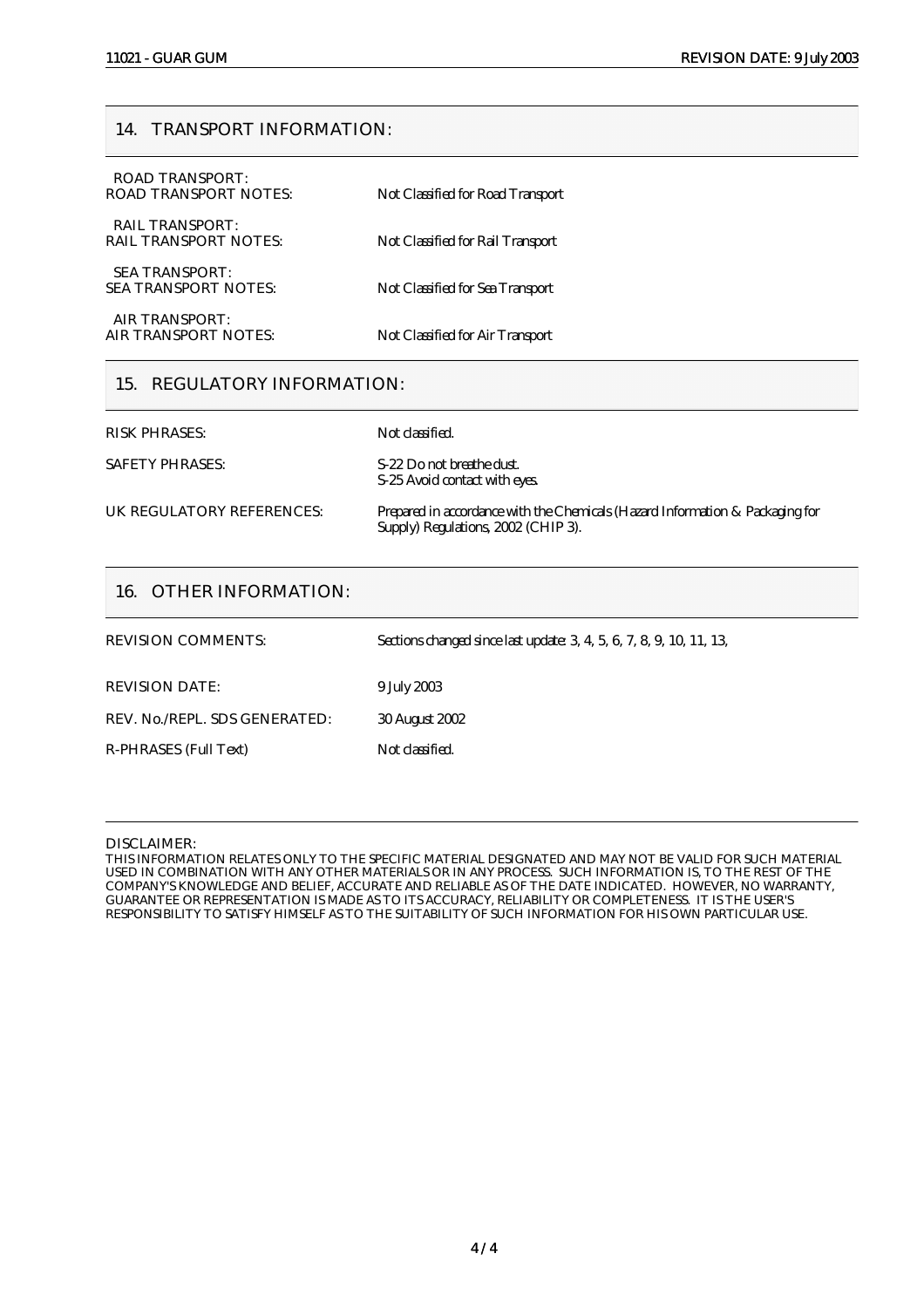## 14. TRANSPORT INFORMATION:

ROAD TRANSPORT:
ROAD TRANSPORT NOTES: Not Classified for Road Transport

RAIL TRANSPORT:
RAIL TRANSPORT NOTES: Not Classified for Rail Transport

SEA TRANSPORT:
SEA TRANSPORT NOTES: Not Classified for Sea Transport

AIR TRANSPORT:
AIR TRANSPORT NOTES: Not Classified for Air Transport

## 15. REGULATORY INFORMATION:

RISK PHRASES: Not classified.

SAFETY PHRASES: S-22 Do not breathe dust.
S-25 Avoid contact with eyes.

UK REGULATORY REFERENCES: Prepared in accordance with the Chemicals (Hazard Information & Packaging for Supply) Regulations, 2002 (CHIP 3).

## 16. OTHER INFORMATION:

REVISION COMMENTS: Sections changed since last update: 3, 4, 5, 6, 7, 8, 9, 10, 11, 13,

REVISION DATE: 9 July 2003

REV. No./REPL. SDS GENERATED: 30 August 2002

R-PHRASES (Full Text) Not classified.

DISCLAIMER:
THIS INFORMATION RELATES ONLY TO THE SPECIFIC MATERIAL DESIGNATED AND MAY NOT BE VALID FOR SUCH MATERIAL USED IN COMBINATION WITH ANY OTHER MATERIALS OR IN ANY PROCESS. SUCH INFORMATION IS, TO THE REST OF THE COMPANY'S KNOWLEDGE AND BELIEF, ACCURATE AND RELIABLE AS OF THE DATE INDICATED. HOWEVER, NO WARRANTY, GUARANTEE OR REPRESENTATION IS MADE AS TO ITS ACCURACY, RELIABILITY OR COMPLETENESS. IT IS THE USER'S RESPONSIBILITY TO SATISFY HIMSELF AS TO THE SUITABILITY OF SUCH INFORMATION FOR HIS OWN PARTICULAR USE.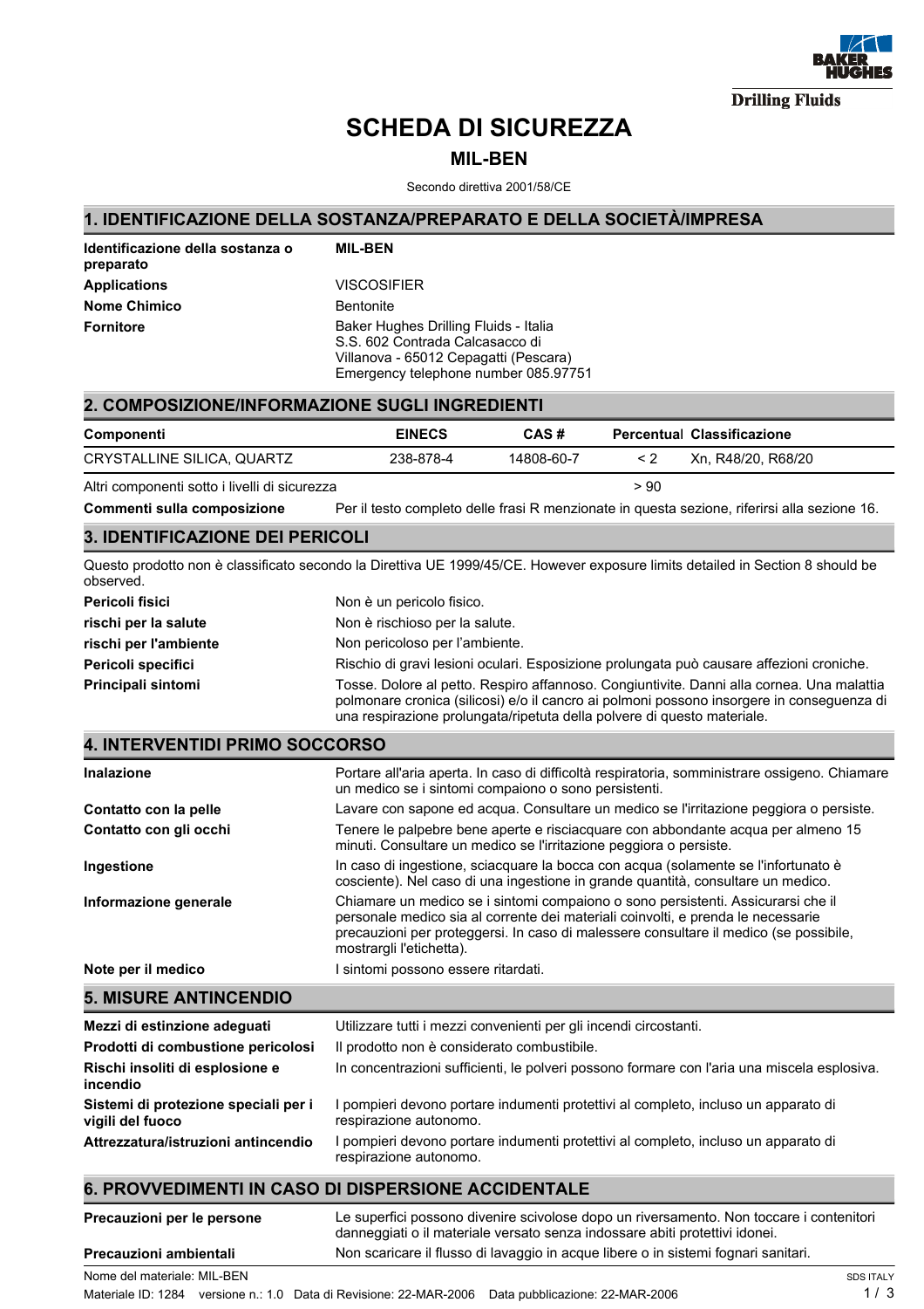Drilling Fluids

# SCHEDA DI SICUREZZA

## MIL-BEN

Secondo direttiva 2001/58/CE

## 1. IDENTIFICAZIONE DELLA SOSTANZA/PREPARATO E DELLA SOCIETÀ/IMPRESA

| | |
|---|---|
| **Identificazione della sostanza o preparato** | **MIL-BEN** |
| **Applications** | VISCOSIFIER |
| **Nome Chimico** | Bentonite |
| **Fornitore** | Baker Hughes Drilling Fluids - Italia<br>S.S. 602 Contrada Calcasacco di<br>Villanova - 65012 Cepagatti (Pescara)<br>Emergency telephone number 085.97751 |

## 2. COMPOSIZIONE/INFORMAZIONE SUGLI INGREDIENTI

| Componenti | EINECS | CAS # | Percentual | Classificazione |
|---|---|---|---|---|
| CRYSTALLINE SILICA, QUARTZ | 238-878-4 | 14808-60-7 | < 2 | Xn, R48/20, R68/20 |
| Altri componenti sotto i livelli di sicurezza | | | > 90 | |

**Commenti sulla composizione** Per il testo completo delle frasi R menzionate in questa sezione, riferirsi alla sezione 16.

## 3. IDENTIFICAZIONE DEI PERICOLI

Questo prodotto non è classificato secondo la Direttiva UE 1999/45/CE. However exposure limits detailed in Section 8 should be observed.

| | |
|---|---|
| **Pericoli fisici** | Non è un pericolo fisico. |
| **rischi per la salute** | Non è rischioso per la salute. |
| **rischi per l'ambiente** | Non pericoloso per l'ambiente. |
| **Pericoli specifici** | Rischio di gravi lesioni oculari. Esposizione prolungata può causare affezioni croniche. |
| **Principali sintomi** | Tosse. Dolore al petto. Respiro affannoso. Congiuntivite. Danni alla cornea. Una malattia polmonare cronica (silicosi) e/o il cancro ai polmoni possono insorgere in conseguenza di una respirazione prolungata/ripetuta della polvere di questo materiale. |

## 4. INTERVENTIDI PRIMO SOCCORSO

| | |
|---|---|
| **Inalazione** | Portare all'aria aperta. In caso di difficoltà respiratoria, somministrare ossigeno. Chiamare un medico se i sintomi compaiono o sono persistenti. |
| **Contatto con la pelle** | Lavare con sapone ed acqua. Consultare un medico se l'irritazione peggiora o persiste. |
| **Contatto con gli occhi** | Tenere le palpebre bene aperte e risciacquare con abbondante acqua per almeno 15 minuti. Consultare un medico se l'irritazione peggiora o persiste. |
| **Ingestione** | In caso di ingestione, sciacquare la bocca con acqua (solamente se l'infortunato è cosciente). Nel caso di una ingestione in grande quantità, consultare un medico. |
| **Informazione generale** | Chiamare un medico se i sintomi compaiono o sono persistenti. Assicurarsi che il personale medico sia al corrente dei materiali coinvolti, e prenda le necessarie precauzioni per proteggersi. In caso di malessere consultare il medico (se possibile, mostrargli l'etichetta). |
| **Note per il medico** | I sintomi possono essere ritardati. |

## 5. MISURE ANTINCENDIO

| | |
|---|---|
| **Mezzi di estinzione adeguati** | Utilizzare tutti i mezzi convenienti per gli incendi circostanti. |
| **Prodotti di combustione pericolosi** | Il prodotto non è considerato combustibile. |
| **Rischi insoliti di esplosione e incendio** | In concentrazioni sufficienti, le polveri possono formare con l'aria una miscela esplosiva. |
| **Sistemi di protezione speciali per i vigili del fuoco** | I pompieri devono portare indumenti protettivi al completo, incluso un apparato di respirazione autonomo. |
| **Attrezzatura/istruzioni antincendio** | I pompieri devono portare indumenti protettivi al completo, incluso un apparato di respirazione autonomo. |

## 6. PROVVEDIMENTI IN CASO DI DISPERSIONE ACCIDENTALE

| | |
|---|---|
| **Precauzioni per le persone** | Le superfici possono divenire scivolose dopo un riversamento. Non toccare i contenitori danneggiati o il materiale versato senza indossare abiti protettivi idonei. |
| **Precauzioni ambientali** | Non scaricare il flusso di lavaggio in acque libere o in sistemi fognari sanitari. |

Nome del materiale: MIL-BEN

Materiale ID: 1284 versione n.: 1.0 Data di Revisione: 22-MAR-2006 Data pubblicazione: 22-MAR-2006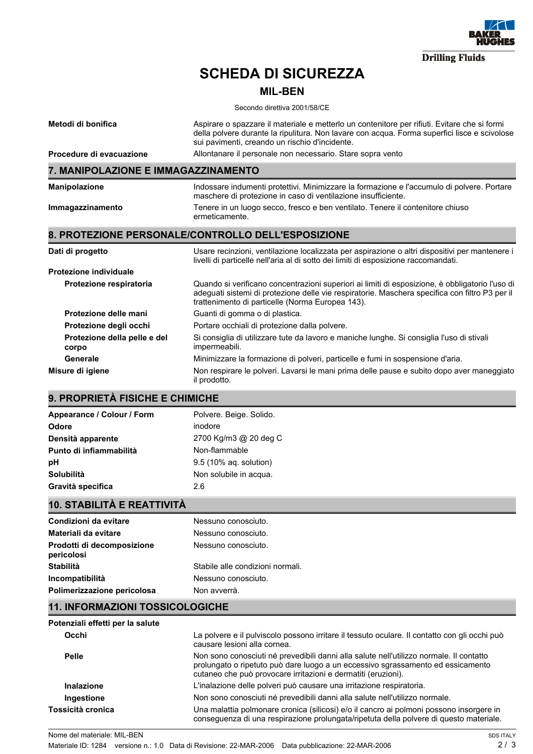| | |
|---|---|
| **Metodi di bonifica** | Aspirare o spazzare il materiale e metterlo un contenitore per rifiuti. Evitare che si formi della polvere durante la ripulitura. Non lavare con acqua. Forma superfici lisce e scivolose sui pavimenti, creando un rischio d'incidente. |
| **Procedure di evacuazione** | Allontanare il personale non necessario. Stare sopra vento |

## 7. MANIPOLAZIONE E IMMAGAZZINAMENTO

| | |
|---|---|
| **Manipolazione** | Indossare indumenti protettivi. Minimizzare la formazione e l'accumulo di polvere. Portare maschere di protezione in caso di ventilazione insufficiente. |
| **Immagazzinamento** | Tenere in un luogo secco, fresco e ben ventilato. Tenere il contenitore chiuso ermeticamente. |

## 8. PROTEZIONE PERSONALE/CONTROLLO DELL'ESPOSIZIONE

| | |
|---|---|
| **Dati di progetto** | Usare recinzioni, ventilazione localizzata per aspirazione o altri dispositivi per mantenere i livelli di particelle nell'aria al di sotto dei limiti di esposizione raccomandati. |
| **Protezione individuale** | |
| **Protezione respiratoria** | Quando si verificano concentrazioni superiori ai limiti di esposizione, è obbligatorio l'uso di adeguati sistemi di protezione delle vie respiratorie. Maschera specifica con filtro P3 per il trattenimento di particelle (Norma Europea 143). |
| **Protezione delle mani** | Guanti di gomma o di plastica. |
| **Protezione degli occhi** | Portare occhiali di protezione dalla polvere. |
| **Protezione della pelle e del corpo** | Si consiglia di utilizzare tute da lavoro e maniche lunghe. Si consiglia l'uso di stivali impermeabili. |
| **Generale** | Minimizzare la formazione di polveri, particelle e fumi in sospensione d'aria. |
| **Misure di igiene** | Non respirare le polveri. Lavarsi le mani prima delle pause e subito dopo aver maneggiato il prodotto. |

## 9. PROPRIETÀ FISICHE E CHIMICHE

| | |
|---|---|
| **Appearance / Colour / Form** | Polvere. Beige. Solido. |
| **Odore** | inodore |
| **Densità apparente** | 2700 Kg/m3 @ 20 deg C |
| **Punto di infiammabilità** | Non-flammable |
| **pH** | 9.5 (10% aq. solution) |
| **Solubilità** | Non solubile in acqua. |
| **Gravità specifica** | 2.6 |

## 10. STABILITÀ E REATTIVITÀ

| | |
|---|---|
| **Condizioni da evitare** | Nessuno conosciuto. |
| **Materiali da evitare** | Nessuno conosciuto. |
| **Prodotti di decomposizione pericolosi** | Nessuno conosciuto. |
| **Stabilità** | Stabile alle condizioni normali. |
| **Incompatibilità** | Nessuno conosciuto. |
| **Polimerizzazione pericolosa** | Non avverrà. |

## 11. INFORMAZIONI TOSSICOLOGICHE

| | |
|---|---|
| **Potenziali effetti per la salute** | |
| **Occhi** | La polvere e il pulviscolo possono irritare il tessuto oculare. Il contatto con gli occhi può causare lesioni alla cornea. |
| **Pelle** | Non sono conosciuti né prevedibili danni alla salute nell'utilizzo normale. Il contatto prolungato o ripetuto può dare luogo a un eccessivo sgrassamento ed essicamento cutaneo che può provocare irritazioni e dermatiti (eruzioni). |
| **Inalazione** | L'inalazione delle polveri può causare una irritazione respiratoria. |
| **Ingestione** | Non sono conosciuti né prevedibili danni alla salute nell'utilizzo normale. |
| **Tossicità cronica** | Una malattia polmonare cronica (silicosi) e/o il cancro ai polmoni possono insorgere in conseguenza di una respirazione prolungata/ripetuta della polvere di questo materiale. |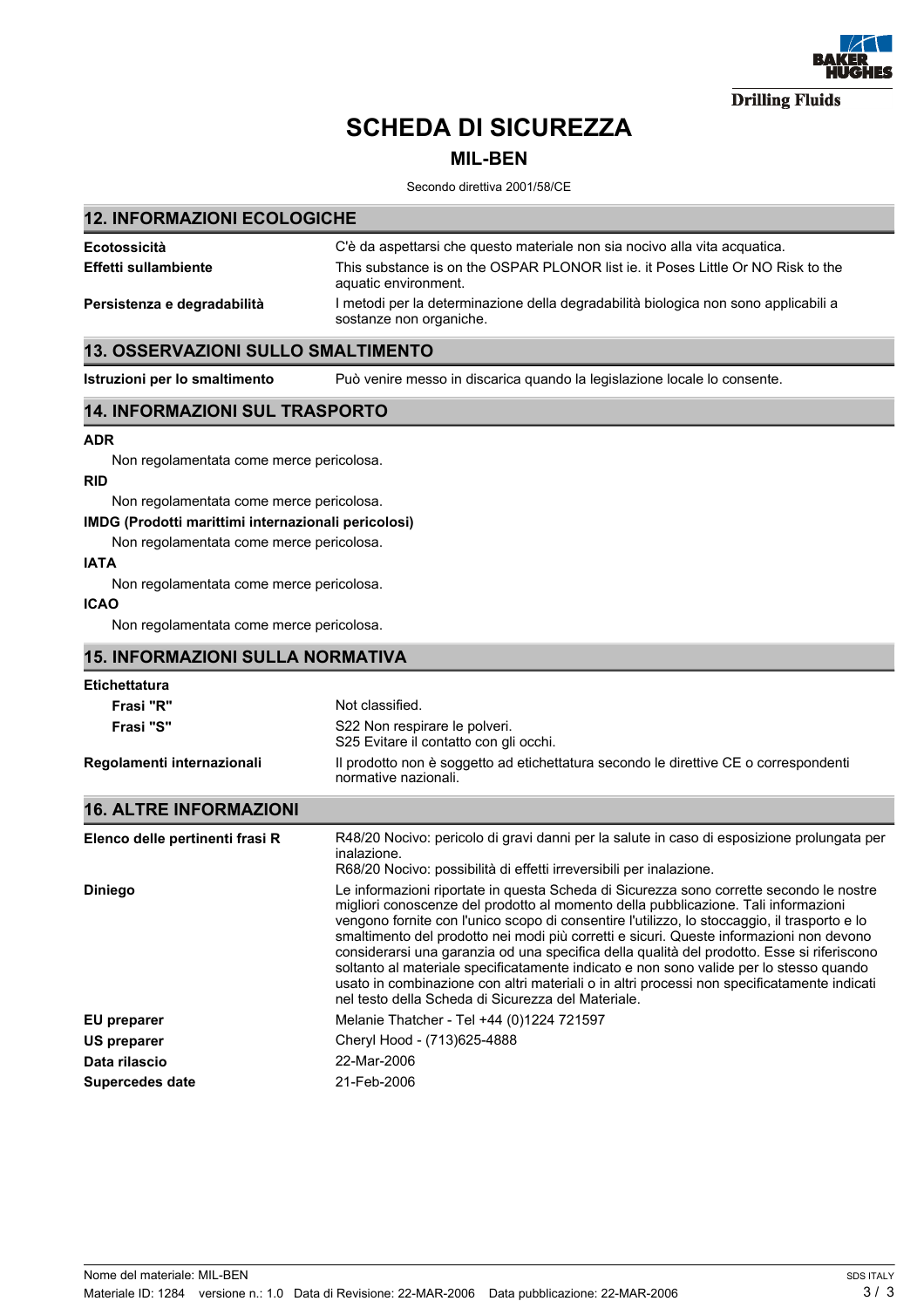# SCHEDA DI SICUREZZA

## MIL-BEN

Secondo direttiva 2001/58/CE

## 12. INFORMAZIONI ECOLOGICHE

| | |
|---|---|
| **Ecotossicità** | C'è da aspettarsi che questo materiale non sia nocivo alla vita acquatica. |
| **Effetti sullambiente** | This substance is on the OSPAR PLONOR list ie. it Poses Little Or NO Risk to the aquatic environment. |
| **Persistenza e degradabilità** | I metodi per la determinazione della degradabilità biologica non sono applicabili a sostanze non organiche. |

## 13. OSSERVAZIONI SULLO SMALTIMENTO

| | |
|---|---|
| **Istruzioni per lo smaltimento** | Può venire messo in discarica quando la legislazione locale lo consente. |

## 14. INFORMAZIONI SUL TRASPORTO

**ADR**

Non regolamentata come merce pericolosa.

**RID**

Non regolamentata come merce pericolosa.

**IMDG (Prodotti marittimi internazionali pericolosi)**

Non regolamentata come merce pericolosa.

**IATA**

Non regolamentata come merce pericolosa.

**ICAO**

Non regolamentata come merce pericolosa.

## 15. INFORMAZIONI SULLA NORMATIVA

**Etichettatura**

| | |
|---|---|
| **Frasi "R"** | Not classified. |
| **Frasi "S"** | S22 Non respirare le polveri.<br>S25 Evitare il contatto con gli occhi. |
| **Regolamenti internazionali** | Il prodotto non è soggetto ad etichettatura secondo le direttive CE o correspondenti normative nazionali. |

## 16. ALTRE INFORMAZIONI

| | |
|---|---|
| **Elenco delle pertinenti frasi R** | R48/20 Nocivo: pericolo di gravi danni per la salute in caso di esposizione prolungata per inalazione.<br>R68/20 Nocivo: possibilità di effetti irreversibili per inalazione. |
| **Diniego** | Le informazioni riportate in questa Scheda di Sicurezza sono corrette secondo le nostre migliori conoscenze del prodotto al momento della pubblicazione. Tali informazioni vengono fornite con l'unico scopo di consentire l'utilizzo, lo stoccaggio, il trasporto e lo smaltimento del prodotto nei modi più corretti e sicuri. Queste informazioni non devono considerarsi una garanzia od una specifica della qualità del prodotto. Esse si riferiscono soltanto al materiale specificatamente indicato e non sono valide per lo stesso quando usato in combinazione con altri materiali o in altri processi non specificatamente indicati nel testo della Scheda di Sicurezza del Materiale. |
| **EU preparer** | Melanie Thatcher - Tel +44 (0)1224 721597 |
| **US preparer** | Cheryl Hood - (713)625-4888 |
| **Data rilascio** | 22-Mar-2006 |
| **Supercedes date** | 21-Feb-2006 |